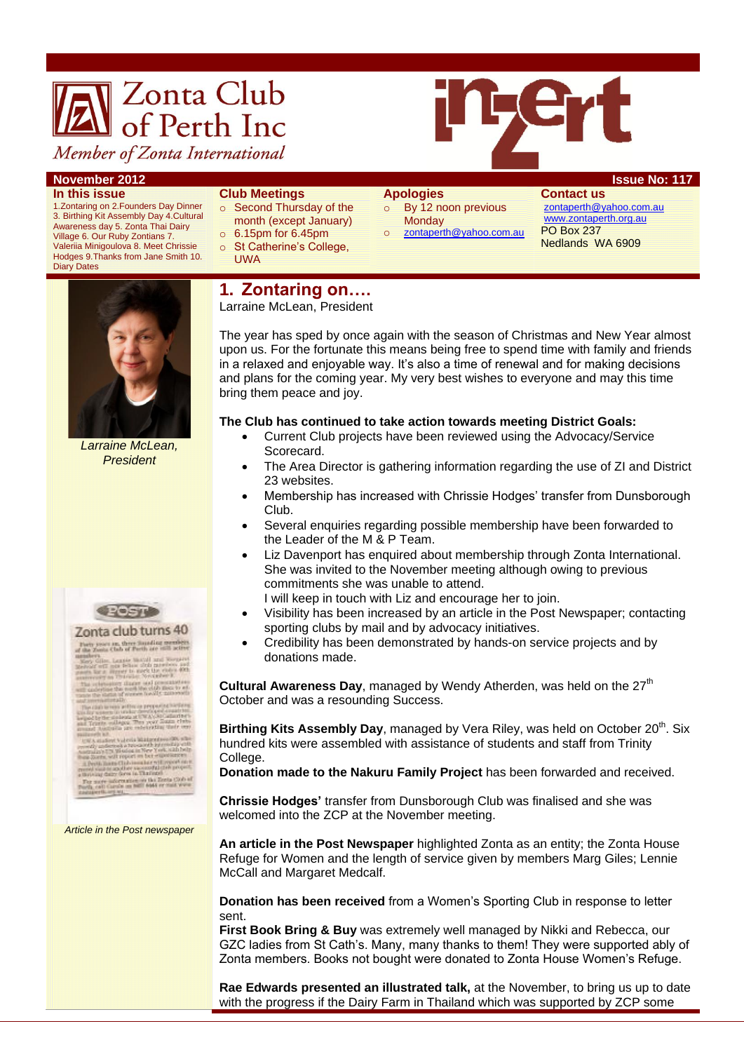# Zonta Club of Perth Inc

*Member of Zonta International*

**inZert**

**November 2012** — **Issue No: 117**

**In this issue**

1.Zontaring on 2.Founders Day Dinner 3. Birthing Kit Assembly Day 4.Cultural Awareness day 5. Zonta Thai Dairy Village 6. Our Ruby Zontians 7. Valeriia Minigoulova 8. Meet Chrissie Hodges 9.Thanks from Jane Smith 10. Diary Dates

**Club Meetings**

- Second Thursday of the month (except January)
- 6.15pm for 6.45pm
- St Catherine's College, UWA

**Apologies**

- By 12 noon previous Monday
- zontaperth@yahoo.com.au

**Contact us**

zontaperth@yahoo.com.au
www.zontaperth.org.au
PO Box 237
Nedlands WA 6909

## 1. Zontaring on….

Larraine McLean, President

*Larraine McLean, President*

The year has sped by once again with the season of Christmas and New Year almost upon us. For the fortunate this means being free to spend time with family and friends in a relaxed and enjoyable way. It's also a time of renewal and for making decisions and plans for the coming year. My very best wishes to everyone and may this time bring them peace and joy.

**The Club has continued to take action towards meeting District Goals:**

- Current Club projects have been reviewed using the Advocacy/Service Scorecard.
- The Area Director is gathering information regarding the use of ZI and District 23 websites.
- Membership has increased with Chrissie Hodges' transfer from Dunsborough Club.
- Several enquiries regarding possible membership have been forwarded to the Leader of the M & P Team.
- Liz Davenport has enquired about membership through Zonta International. She was invited to the November meeting although owing to previous commitments she was unable to attend.
  I will keep in touch with Liz and encourage her to join.
- Visibility has been increased by an article in the Post Newspaper; contacting sporting clubs by mail and by advocacy initiatives.
- Credibility has been demonstrated by hands-on service projects and by donations made.

*Article in the Post newspaper*

**Cultural Awareness Day**, managed by Wendy Atherden, was held on the 27th October and was a resounding Success.

**Birthing Kits Assembly Day**, managed by Vera Riley, was held on October 20th. Six hundred kits were assembled with assistance of students and staff from Trinity College.

**Donation made to the Nakuru Family Project** has been forwarded and received.

**Chrissie Hodges'** transfer from Dunsborough Club was finalised and she was welcomed into the ZCP at the November meeting.

**An article in the Post Newspaper** highlighted Zonta as an entity; the Zonta House Refuge for Women and the length of service given by members Marg Giles; Lennie McCall and Margaret Medcalf.

**Donation has been received** from a Women's Sporting Club in response to letter sent.

**First Book Bring & Buy** was extremely well managed by Nikki and Rebecca, our GZC ladies from St Cath's. Many, many thanks to them! They were supported ably of Zonta members. Books not bought were donated to Zonta House Women's Refuge.

**Rae Edwards presented an illustrated talk,** at the November, to bring us up to date with the progress if the Dairy Farm in Thailand which was supported by ZCP some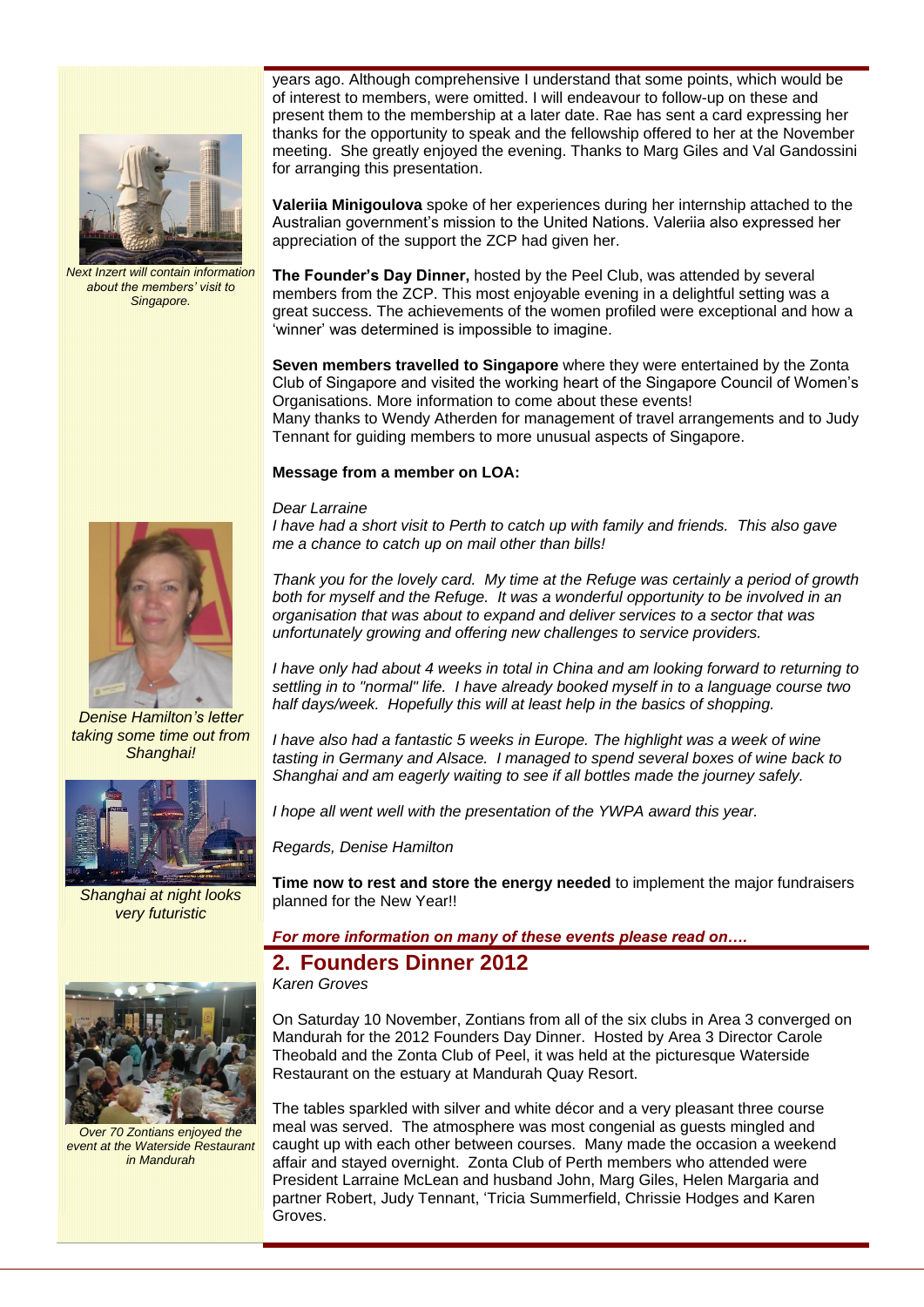years ago. Although comprehensive I understand that some points, which would be of interest to members, were omitted. I will endeavour to follow-up on these and present them to the membership at a later date. Rae has sent a card expressing her thanks for the opportunity to speak and the fellowship offered to her at the November meeting. She greatly enjoyed the evening. Thanks to Marg Giles and Val Gandossini for arranging this presentation.

*Next Inzert will contain information about the members' visit to Singapore.*

**Valeriia Minigoulova** spoke of her experiences during her internship attached to the Australian government's mission to the United Nations. Valeriia also expressed her appreciation of the support the ZCP had given her.

**The Founder's Day Dinner,** hosted by the Peel Club, was attended by several members from the ZCP. This most enjoyable evening in a delightful setting was a great success. The achievements of the women profiled were exceptional and how a 'winner' was determined is impossible to imagine.

**Seven members travelled to Singapore** where they were entertained by the Zonta Club of Singapore and visited the working heart of the Singapore Council of Women's Organisations. More information to come about these events!
Many thanks to Wendy Atherden for management of travel arrangements and to Judy Tennant for guiding members to more unusual aspects of Singapore.

**Message from a member on LOA:**

*Dear Larraine*
*I have had a short visit to Perth to catch up with family and friends. This also gave me a chance to catch up on mail other than bills!*

*Thank you for the lovely card. My time at the Refuge was certainly a period of growth both for myself and the Refuge. It was a wonderful opportunity to be involved in an organisation that was about to expand and deliver services to a sector that was unfortunately growing and offering new challenges to service providers.*

*Denise Hamilton's letter taking some time out from Shanghai!*

*I have only had about 4 weeks in total in China and am looking forward to returning to settling in to "normal" life. I have already booked myself in to a language course two half days/week. Hopefully this will at least help in the basics of shopping.*

*I have also had a fantastic 5 weeks in Europe. The highlight was a week of wine tasting in Germany and Alsace. I managed to spend several boxes of wine back to Shanghai and am eagerly waiting to see if all bottles made the journey safely.*

*I hope all went well with the presentation of the YWPA award this year.*

*Regards, Denise Hamilton*

*Shanghai at night looks very futuristic*

**Time now to rest and store the energy needed** to implement the major fundraisers planned for the New Year!!

***For more information on many of these events please read on….***

## 2. Founders Dinner 2012

*Karen Groves*

On Saturday 10 November, Zontians from all of the six clubs in Area 3 converged on Mandurah for the 2012 Founders Day Dinner. Hosted by Area 3 Director Carole Theobald and the Zonta Club of Peel, it was held at the picturesque Waterside Restaurant on the estuary at Mandurah Quay Resort.

The tables sparkled with silver and white décor and a very pleasant three course meal was served. The atmosphere was most congenial as guests mingled and caught up with each other between courses. Many made the occasion a weekend affair and stayed overnight. Zonta Club of Perth members who attended were President Larraine McLean and husband John, Marg Giles, Helen Margaria and partner Robert, Judy Tennant, 'Tricia Summerfield, Chrissie Hodges and Karen Groves.

*Over 70 Zontians enjoyed the event at the Waterside Restaurant in Mandurah*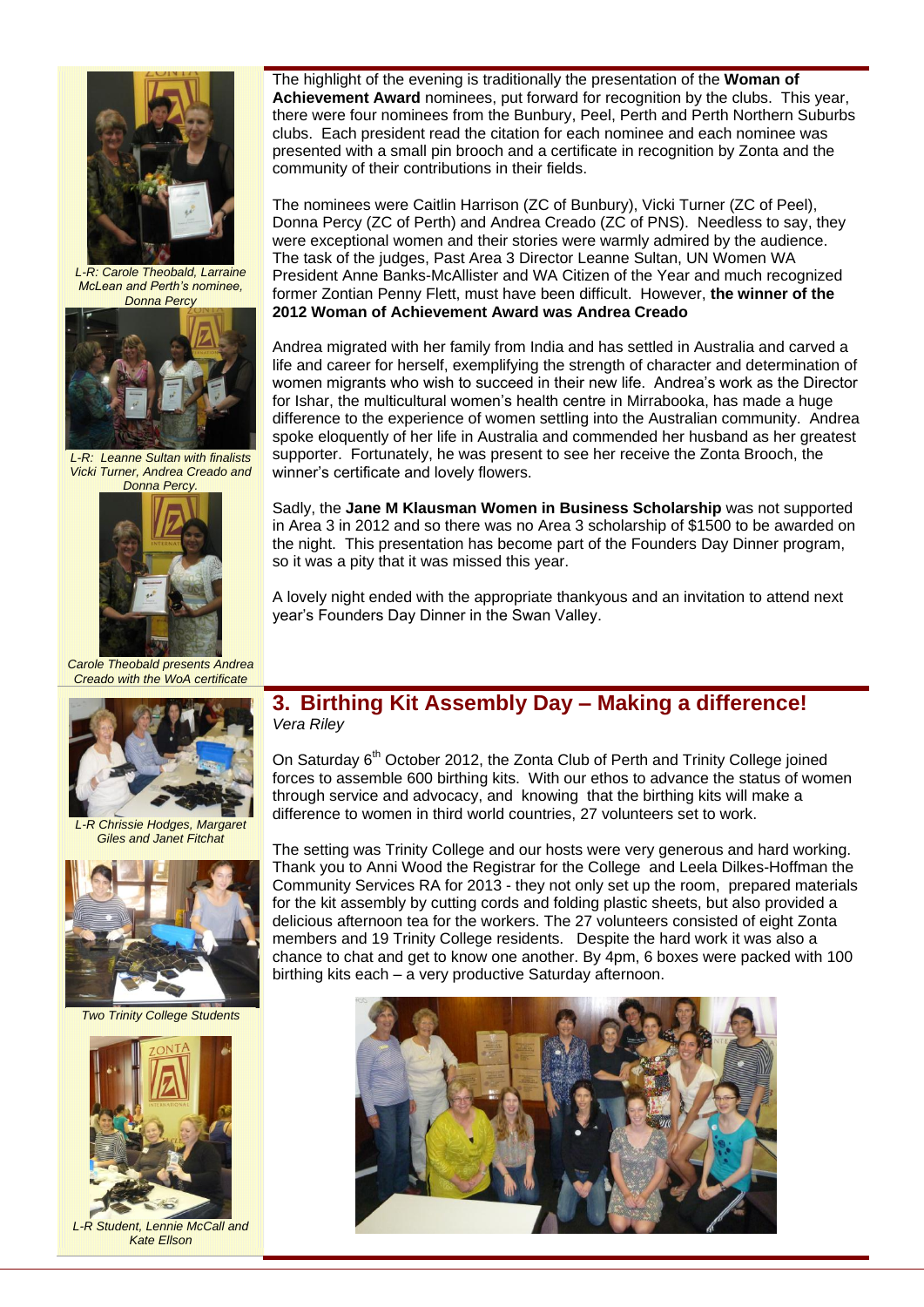The highlight of the evening is traditionally the presentation of the **Woman of Achievement Award** nominees, put forward for recognition by the clubs. This year, there were four nominees from the Bunbury, Peel, Perth and Perth Northern Suburbs clubs. Each president read the citation for each nominee and each nominee was presented with a small pin brooch and a certificate in recognition by Zonta and the community of their contributions in their fields.

The nominees were Caitlin Harrison (ZC of Bunbury), Vicki Turner (ZC of Peel), Donna Percy (ZC of Perth) and Andrea Creado (ZC of PNS). Needless to say, they were exceptional women and their stories were warmly admired by the audience. The task of the judges, Past Area 3 Director Leanne Sultan, UN Women WA President Anne Banks-McAllister and WA Citizen of the Year and much recognized former Zontian Penny Flett, must have been difficult. However, **the winner of the 2012 Woman of Achievement Award was Andrea Creado**

Andrea migrated with her family from India and has settled in Australia and carved a life and career for herself, exemplifying the strength of character and determination of women migrants who wish to succeed in their new life. Andrea's work as the Director for Ishar, the multicultural women's health centre in Mirrabooka, has made a huge difference to the experience of women settling into the Australian community. Andrea spoke eloquently of her life in Australia and commended her husband as her greatest supporter. Fortunately, he was present to see her receive the Zonta Brooch, the winner's certificate and lovely flowers.

Sadly, the **Jane M Klausman Women in Business Scholarship** was not supported in Area 3 in 2012 and so there was no Area 3 scholarship of $1500 to be awarded on the night. This presentation has become part of the Founders Day Dinner program, so it was a pity that it was missed this year.

A lovely night ended with the appropriate thankyous and an invitation to attend next year's Founders Day Dinner in the Swan Valley.

*L-R: Carole Theobald, Larraine McLean and Perth's nominee, Donna Percy*

*L-R: Leanne Sultan with finalists Vicki Turner, Andrea Creado and Donna Percy.*

*Carole Theobald presents Andrea Creado with the WoA certificate*

## 3. Birthing Kit Assembly Day – Making a difference!

*Vera Riley*

On Saturday 6th October 2012, the Zonta Club of Perth and Trinity College joined forces to assemble 600 birthing kits. With our ethos to advance the status of women through service and advocacy, and knowing that the birthing kits will make a difference to women in third world countries, 27 volunteers set to work.

The setting was Trinity College and our hosts were very generous and hard working. Thank you to Anni Wood the Registrar for the College and Leela Dilkes-Hoffman the Community Services RA for 2013 - they not only set up the room, prepared materials for the kit assembly by cutting cords and folding plastic sheets, but also provided a delicious afternoon tea for the workers. The 27 volunteers consisted of eight Zonta members and 19 Trinity College residents. Despite the hard work it was also a chance to chat and get to know one another. By 4pm, 6 boxes were packed with 100 birthing kits each – a very productive Saturday afternoon.

*L-R Chrissie Hodges, Margaret Giles and Janet Fitchat*

*Two Trinity College Students*

*L-R Student, Lennie McCall and Kate Ellson*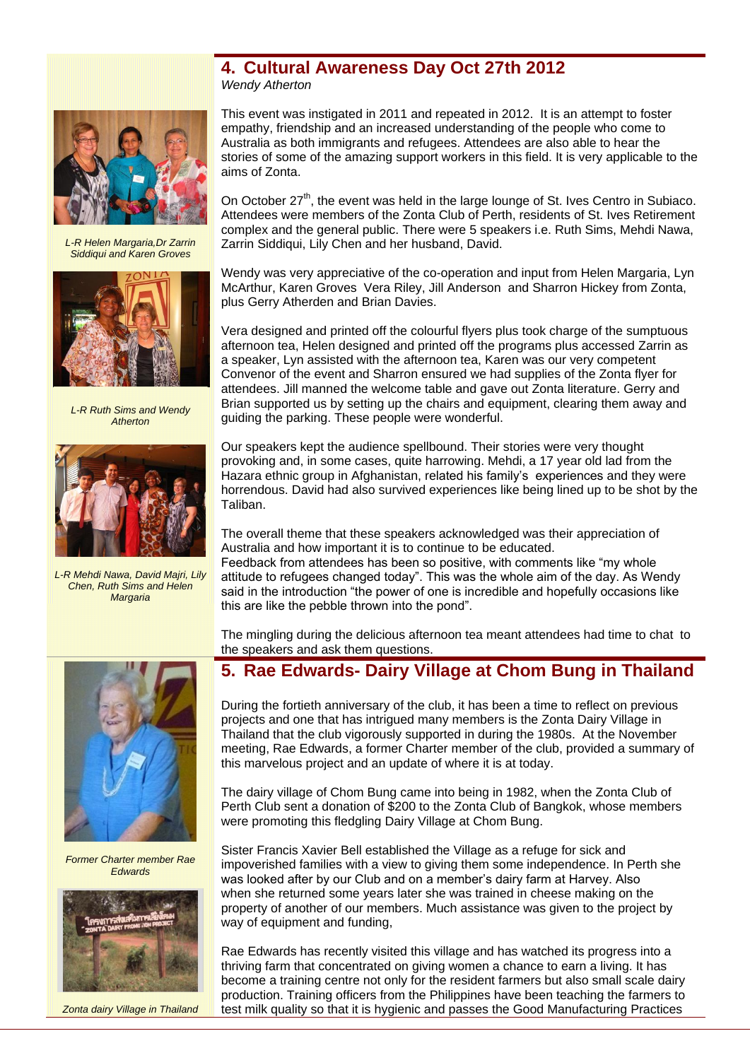## 4. Cultural Awareness Day Oct 27th 2012

*Wendy Atherton*

This event was instigated in 2011 and repeated in 2012. It is an attempt to foster empathy, friendship and an increased understanding of the people who come to Australia as both immigrants and refugees. Attendees are also able to hear the stories of some of the amazing support workers in this field. It is very applicable to the aims of Zonta.

On October 27th, the event was held in the large lounge of St. Ives Centro in Subiaco. Attendees were members of the Zonta Club of Perth, residents of St. Ives Retirement complex and the general public. There were 5 speakers i.e. Ruth Sims, Mehdi Nawa, Zarrin Siddiqui, Lily Chen and her husband, David.

Wendy was very appreciative of the co-operation and input from Helen Margaria, Lyn McArthur, Karen Groves Vera Riley, Jill Anderson and Sharron Hickey from Zonta, plus Gerry Atherden and Brian Davies.

Vera designed and printed off the colourful flyers plus took charge of the sumptuous afternoon tea, Helen designed and printed off the programs plus accessed Zarrin as a speaker, Lyn assisted with the afternoon tea, Karen was our very competent Convenor of the event and Sharron ensured we had supplies of the Zonta flyer for attendees. Jill manned the welcome table and gave out Zonta literature. Gerry and Brian supported us by setting up the chairs and equipment, clearing them away and guiding the parking. These people were wonderful.

Our speakers kept the audience spellbound. Their stories were very thought provoking and, in some cases, quite harrowing. Mehdi, a 17 year old lad from the Hazara ethnic group in Afghanistan, related his family's experiences and they were horrendous. David had also survived experiences like being lined up to be shot by the Taliban.

The overall theme that these speakers acknowledged was their appreciation of Australia and how important it is to continue to be educated.
Feedback from attendees has been so positive, with comments like "my whole attitude to refugees changed today". This was the whole aim of the day. As Wendy said in the introduction "the power of one is incredible and hopefully occasions like this are like the pebble thrown into the pond".

The mingling during the delicious afternoon tea meant attendees had time to chat to the speakers and ask them questions.

*L-R Helen Margaria,Dr Zarrin Siddiqui and Karen Groves*

*L-R Ruth Sims and Wendy Atherton*

*L-R Mehdi Nawa, David Majri, Lily Chen, Ruth Sims and Helen Margaria*

## 5. Rae Edwards- Dairy Village at Chom Bung in Thailand

During the fortieth anniversary of the club, it has been a time to reflect on previous projects and one that has intrigued many members is the Zonta Dairy Village in Thailand that the club vigorously supported in during the 1980s. At the November meeting, Rae Edwards, a former Charter member of the club, provided a summary of this marvelous project and an update of where it is at today.

The dairy village of Chom Bung came into being in 1982, when the Zonta Club of Perth Club sent a donation of $200 to the Zonta Club of Bangkok, whose members were promoting this fledgling Dairy Village at Chom Bung.

Sister Francis Xavier Bell established the Village as a refuge for sick and impoverished families with a view to giving them some independence. In Perth she was looked after by our Club and on a member's dairy farm at Harvey. Also when she returned some years later she was trained in cheese making on the property of another of our members. Much assistance was given to the project by way of equipment and funding,

Rae Edwards has recently visited this village and has watched its progress into a thriving farm that concentrated on giving women a chance to earn a living. It has become a training centre not only for the resident farmers but also small scale dairy production. Training officers from the Philippines have been teaching the farmers to test milk quality so that it is hygienic and passes the Good Manufacturing Practices

*Former Charter member Rae Edwards*

*Zonta dairy Village in Thailand*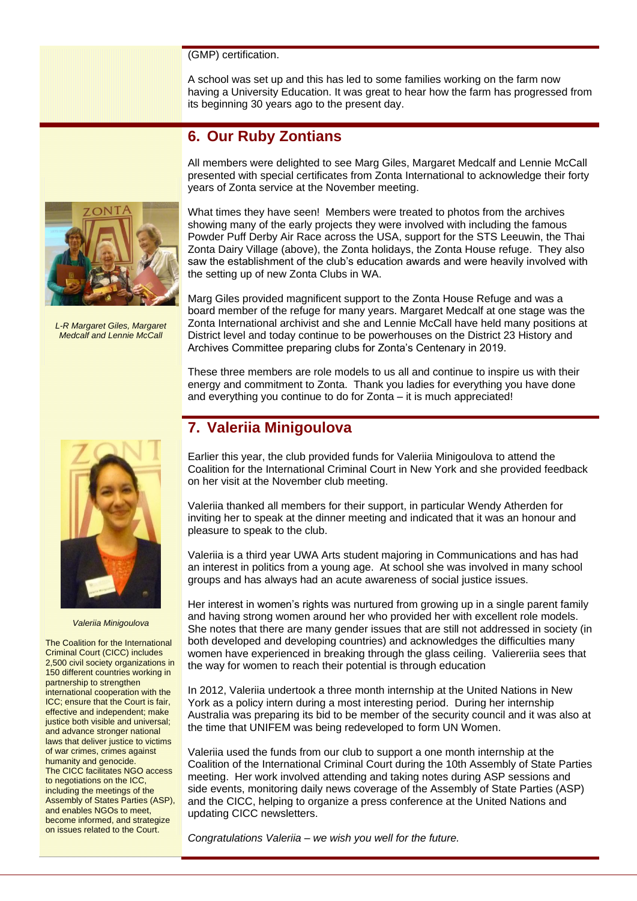(GMP) certification.

A school was set up and this has led to some families working on the farm now having a University Education. It was great to hear how the farm has progressed from its beginning 30 years ago to the present day.

## 6. Our Ruby Zontians

All members were delighted to see Marg Giles, Margaret Medcalf and Lennie McCall presented with special certificates from Zonta International to acknowledge their forty years of Zonta service at the November meeting.

*L-R Margaret Giles, Margaret Medcalf and Lennie McCall*

What times they have seen! Members were treated to photos from the archives showing many of the early projects they were involved with including the famous Powder Puff Derby Air Race across the USA, support for the STS Leeuwin, the Thai Zonta Dairy Village (above), the Zonta holidays, the Zonta House refuge. They also saw the establishment of the club's education awards and were heavily involved with the setting up of new Zonta Clubs in WA.

Marg Giles provided magnificent support to the Zonta House Refuge and was a board member of the refuge for many years. Margaret Medcalf at one stage was the Zonta International archivist and she and Lennie McCall have held many positions at District level and today continue to be powerhouses on the District 23 History and Archives Committee preparing clubs for Zonta's Centenary in 2019.

These three members are role models to us all and continue to inspire us with their energy and commitment to Zonta. Thank you ladies for everything you have done and everything you continue to do for Zonta – it is much appreciated!

## 7. Valeriia Minigoulova

*Valeriia Minigoulova*

The Coalition for the International Criminal Court (CICC) includes 2,500 civil society organizations in 150 different countries working in partnership to strengthen international cooperation with the ICC; ensure that the Court is fair, effective and independent; make justice both visible and universal; and advance stronger national laws that deliver justice to victims of war crimes, crimes against humanity and genocide.
The CICC facilitates NGO access to negotiations on the ICC, including the meetings of the Assembly of States Parties (ASP), and enables NGOs to meet, become informed, and strategize on issues related to the Court.

Earlier this year, the club provided funds for Valeriia Minigoulova to attend the Coalition for the International Criminal Court in New York and she provided feedback on her visit at the November club meeting.

Valeriia thanked all members for their support, in particular Wendy Atherden for inviting her to speak at the dinner meeting and indicated that it was an honour and pleasure to speak to the club.

Valeriia is a third year UWA Arts student majoring in Communications and has had an interest in politics from a young age. At school she was involved in many school groups and has always had an acute awareness of social justice issues.

Her interest in women's rights was nurtured from growing up in a single parent family and having strong women around her who provided her with excellent role models. She notes that there are many gender issues that are still not addressed in society (in both developed and developing countries) and acknowledges the difficulties many women have experienced in breaking through the glass ceiling. Valiereriia sees that the way for women to reach their potential is through education

In 2012, Valeriia undertook a three month internship at the United Nations in New York as a policy intern during a most interesting period. During her internship Australia was preparing its bid to be member of the security council and it was also at the time that UNIFEM was being redeveloped to form UN Women.

Valeriia used the funds from our club to support a one month internship at the Coalition of the International Criminal Court during the 10th Assembly of State Parties meeting. Her work involved attending and taking notes during ASP sessions and side events, monitoring daily news coverage of the Assembly of State Parties (ASP) and the CICC, helping to organize a press conference at the United Nations and updating CICC newsletters.

*Congratulations Valeriia – we wish you well for the future.*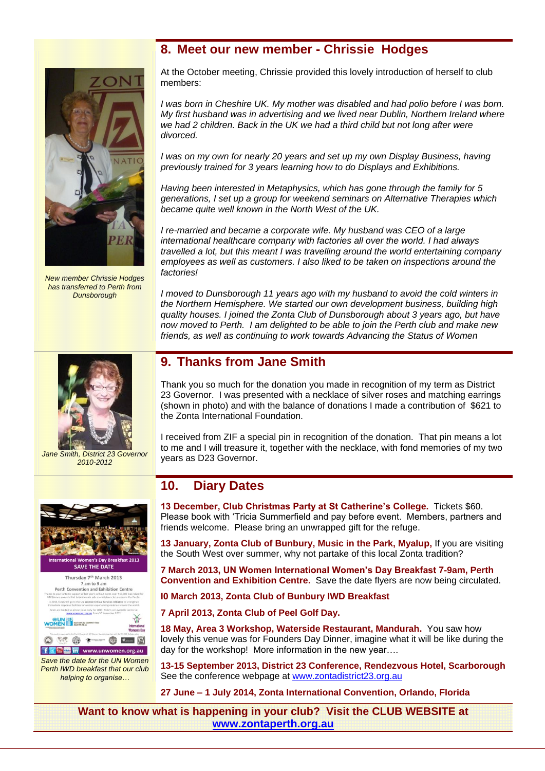## 8. Meet our new member - Chrissie Hodges

New member Chrissie Hodges has transferred to Perth from Dunsborough

At the October meeting, Chrissie provided this lovely introduction of herself to club members:

*I was born in Cheshire UK. My mother was disabled and had polio before I was born. My first husband was in advertising and we lived near Dublin, Northern Ireland where we had 2 children. Back in the UK we had a third child but not long after were divorced.*

*I was on my own for nearly 20 years and set up my own Display Business, having previously trained for 3 years learning how to do Displays and Exhibitions.*

*Having been interested in Metaphysics, which has gone through the family for 5 generations, I set up a group for weekend seminars on Alternative Therapies which became quite well known in the North West of the UK.*

*I re-married and became a corporate wife. My husband was CEO of a large international healthcare company with factories all over the world. I had always travelled a lot, but this meant I was travelling around the world entertaining company employees as well as customers. I also liked to be taken on inspections around the factories!*

*I moved to Dunsborough 11 years ago with my husband to avoid the cold winters in the Northern Hemisphere. We started our own development business, building high quality houses. I joined the Zonta Club of Dunsborough about 3 years ago, but have now moved to Perth. I am delighted to be able to join the Perth club and make new friends, as well as continuing to work towards Advancing the Status of Women*

## 9. Thanks from Jane Smith

Jane Smith, District 23 Governor 2010-2012

Thank you so much for the donation you made in recognition of my term as District 23 Governor. I was presented with a necklace of silver roses and matching earrings (shown in photo) and with the balance of donations I made a contribution of $621 to the Zonta International Foundation.

I received from ZIF a special pin in recognition of the donation. That pin means a lot to me and I will treasure it, together with the necklace, with fond memories of my two years as D23 Governor.

## 10. Diary Dates

Save the date for the UN Women Perth IWD breakfast that our club helping to organise…

**13 December, Club Christmas Party at St Catherine's College.** Tickets $60. Please book with 'Tricia Summerfield and pay before event. Members, partners and friends welcome. Please bring an unwrapped gift for the refuge.

**13 January, Zonta Club of Bunbury, Music in the Park, Myalup,** If you are visiting the South West over summer, why not partake of this local Zonta tradition?

**7 March 2013, UN Women International Women's Day Breakfast 7-9am, Perth Convention and Exhibition Centre.** Save the date flyers are now being circulated.

**I0 March 2013, Zonta Club of Bunbury IWD Breakfast**

**7 April 2013, Zonta Club of Peel Golf Day.**

**18 May, Area 3 Workshop, Waterside Restaurant, Mandurah.** You saw how lovely this venue was for Founders Day Dinner, imagine what it will be like during the day for the workshop! More information in the new year….

**13-15 September 2013, District 23 Conference, Rendezvous Hotel, Scarborough**
See the conference webpage at www.zontadistrict23.org.au

**27 June – 1 July 2014, Zonta International Convention, Orlando, Florida**

**Want to know what is happening in your club? Visit the CLUB WEBSITE at www.zontaperth.org.au**